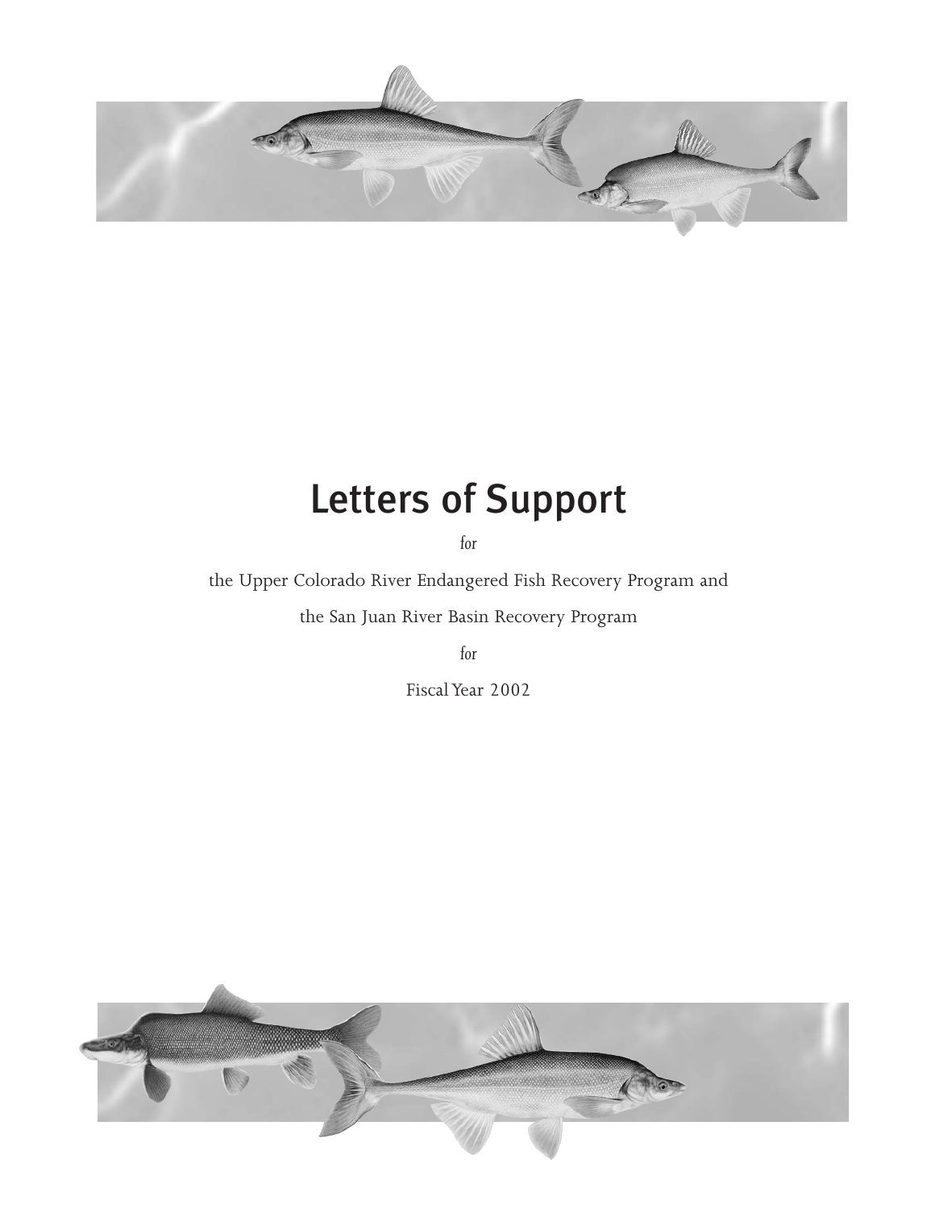# Letters of Support

*for*

the Upper Colorado River Endangered Fish Recovery Program and

the San Juan River Basin Recovery Program

*for*

Fiscal Year 2002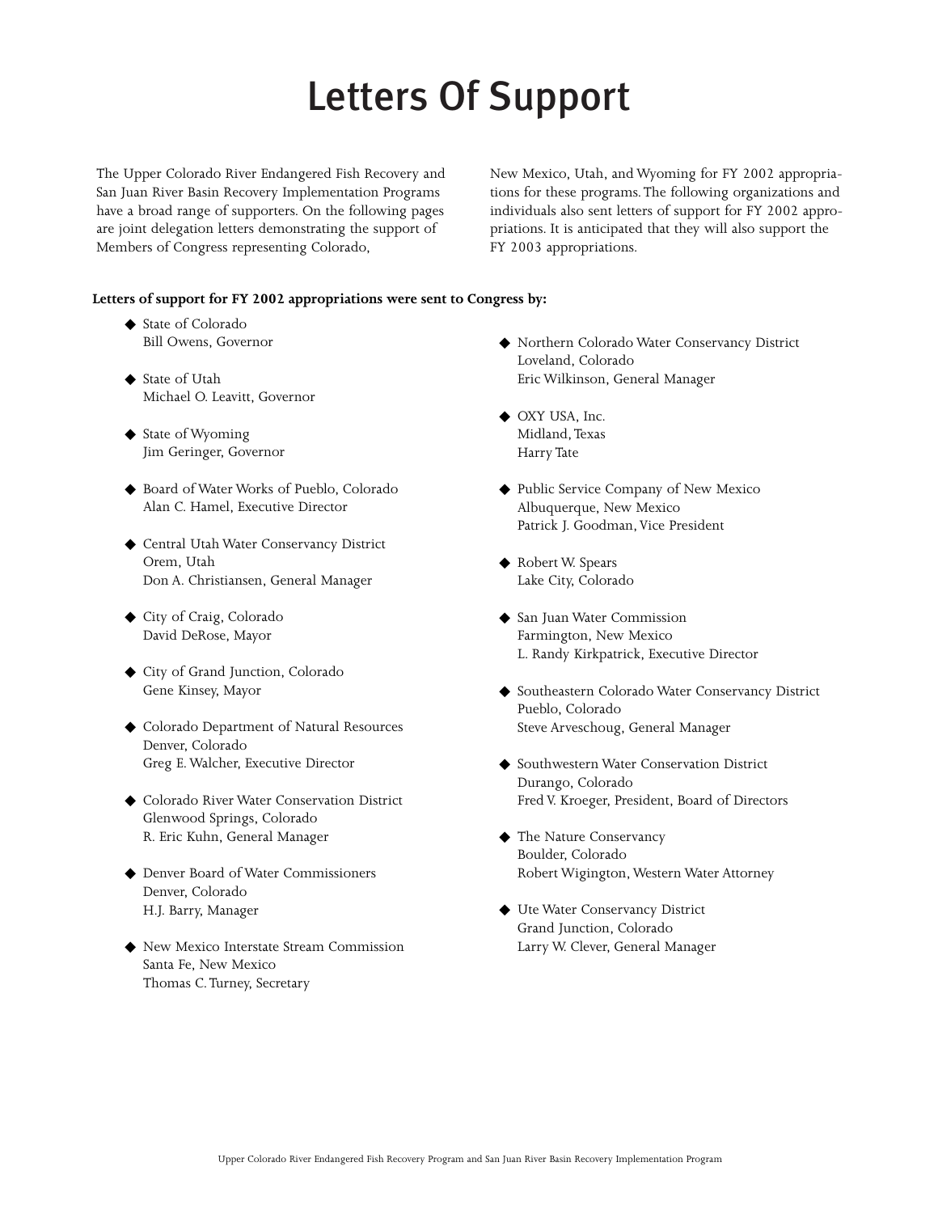# Letters Of Support

The Upper Colorado River Endangered Fish Recovery and San Juan River Basin Recovery Implementation Programs have a broad range of supporters. On the following pages are joint delegation letters demonstrating the support of Members of Congress representing Colorado, New Mexico, Utah, and Wyoming for FY 2002 appropriations for these programs. The following organizations and individuals also sent letters of support for FY 2002 appropriations. It is anticipated that they will also support the FY 2003 appropriations.

**Letters of support for FY 2002 appropriations were sent to Congress by:**

- State of Colorado  
  Bill Owens, Governor
- State of Utah  
  Michael O. Leavitt, Governor
- State of Wyoming  
  Jim Geringer, Governor
- Board of Water Works of Pueblo, Colorado  
  Alan C. Hamel, Executive Director
- Central Utah Water Conservancy District  
  Orem, Utah  
  Don A. Christiansen, General Manager
- City of Craig, Colorado  
  David DeRose, Mayor
- City of Grand Junction, Colorado  
  Gene Kinsey, Mayor
- Colorado Department of Natural Resources  
  Denver, Colorado  
  Greg E. Walcher, Executive Director
- Colorado River Water Conservation District  
  Glenwood Springs, Colorado  
  R. Eric Kuhn, General Manager
- Denver Board of Water Commissioners  
  Denver, Colorado  
  H.J. Barry, Manager
- New Mexico Interstate Stream Commission  
  Santa Fe, New Mexico  
  Thomas C. Turney, Secretary
- Northern Colorado Water Conservancy District  
  Loveland, Colorado  
  Eric Wilkinson, General Manager
- OXY USA, Inc.  
  Midland, Texas  
  Harry Tate
- Public Service Company of New Mexico  
  Albuquerque, New Mexico  
  Patrick J. Goodman, Vice President
- Robert W. Spears  
  Lake City, Colorado
- San Juan Water Commission  
  Farmington, New Mexico  
  L. Randy Kirkpatrick, Executive Director
- Southeastern Colorado Water Conservancy District  
  Pueblo, Colorado  
  Steve Arveschoug, General Manager
- Southwestern Water Conservation District  
  Durango, Colorado  
  Fred V. Kroeger, President, Board of Directors
- The Nature Conservancy  
  Boulder, Colorado  
  Robert Wigington, Western Water Attorney
- Ute Water Conservancy District  
  Grand Junction, Colorado  
  Larry W. Clever, General Manager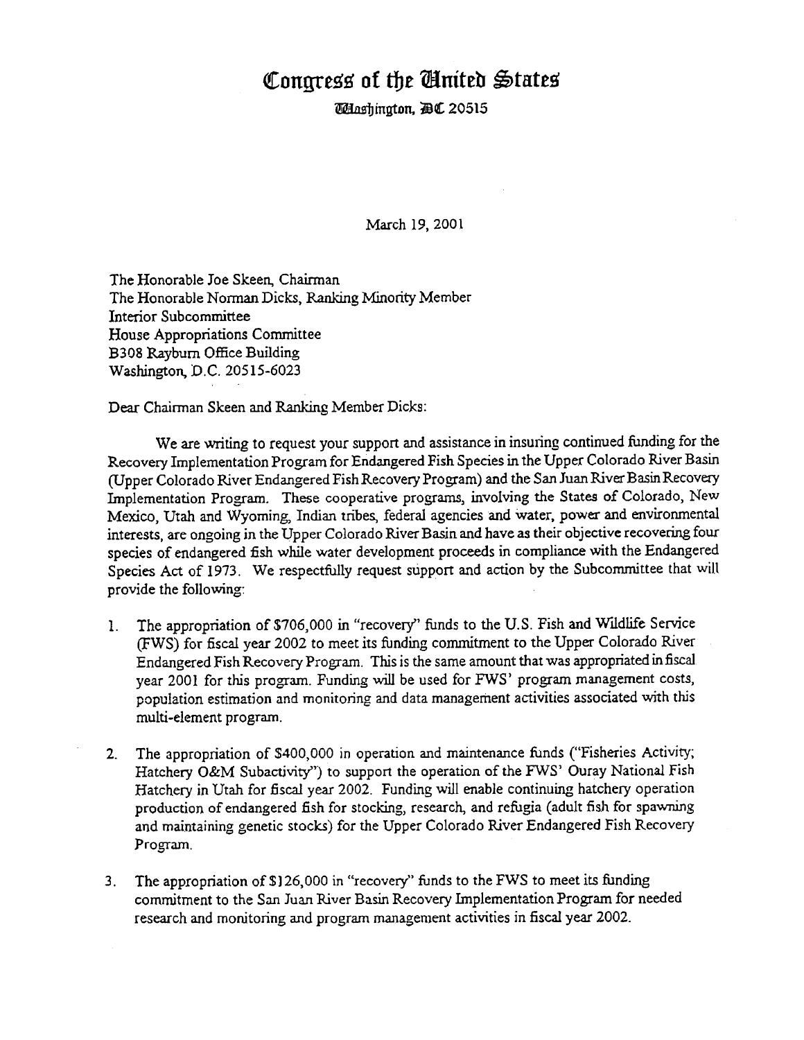# Congress of the United States

Washington, DC 20515

March 19, 2001

The Honorable Joe Skeen, Chairman
The Honorable Norman Dicks, Ranking Minority Member
Interior Subcommittee
House Appropriations Committee
B308 Rayburn Office Building
Washington, D.C. 20515-6023

Dear Chairman Skeen and Ranking Member Dicks:

We are writing to request your support and assistance in insuring continued funding for the Recovery Implementation Program for Endangered Fish Species in the Upper Colorado River Basin (Upper Colorado River Endangered Fish Recovery Program) and the San Juan River Basin Recovery Implementation Program. These cooperative programs, involving the States of Colorado, New Mexico, Utah and Wyoming, Indian tribes, federal agencies and water, power and environmental interests, are ongoing in the Upper Colorado River Basin and have as their objective recovering four species of endangered fish while water development proceeds in compliance with the Endangered Species Act of 1973. We respectfully request support and action by the Subcommittee that will provide the following:

1. The appropriation of $706,000 in "recovery" funds to the U.S. Fish and Wildlife Service (FWS) for fiscal year 2002 to meet its funding commitment to the Upper Colorado River Endangered Fish Recovery Program. This is the same amount that was appropriated in fiscal year 2001 for this program. Funding will be used for FWS' program management costs, population estimation and monitoring and data management activities associated with this multi-element program.

2. The appropriation of $400,000 in operation and maintenance funds ("Fisheries Activity; Hatchery O&M Subactivity") to support the operation of the FWS' Ouray National Fish Hatchery in Utah for fiscal year 2002. Funding will enable continuing hatchery operation production of endangered fish for stocking, research, and refugia (adult fish for spawning and maintaining genetic stocks) for the Upper Colorado River Endangered Fish Recovery Program.

3. The appropriation of $126,000 in "recovery" funds to the FWS to meet its funding commitment to the San Juan River Basin Recovery Implementation Program for needed research and monitoring and program management activities in fiscal year 2002.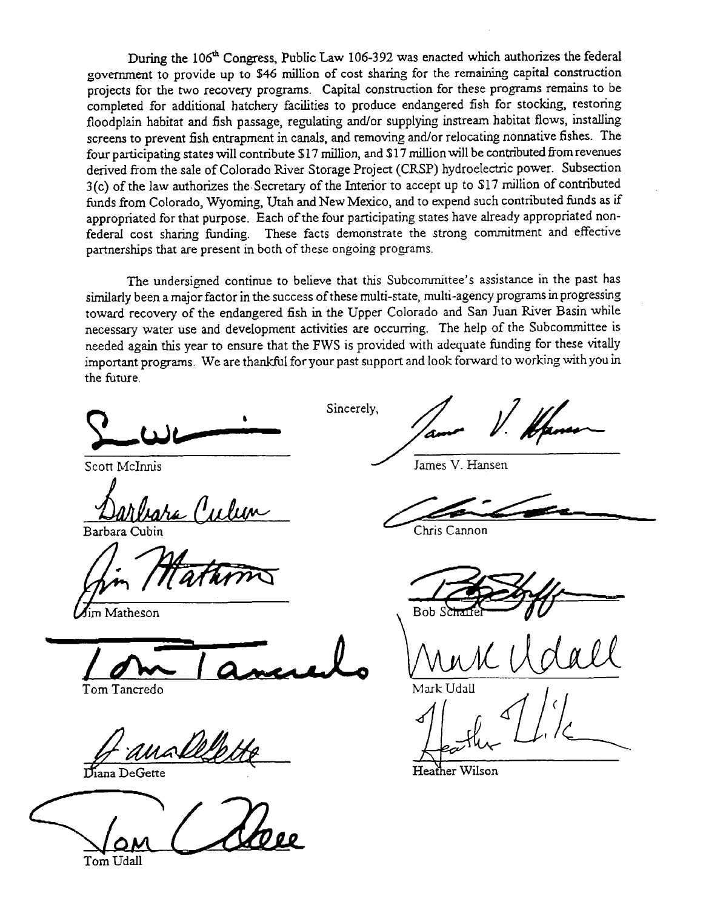During the 106th Congress, Public Law 106-392 was enacted which authorizes the federal government to provide up to $46 million of cost sharing for the remaining capital construction projects for the two recovery programs. Capital construction for these programs remains to be completed for additional hatchery facilities to produce endangered fish for stocking, restoring floodplain habitat and fish passage, regulating and/or supplying instream habitat flows, installing screens to prevent fish entrapment in canals, and removing and/or relocating nonnative fishes. The four participating states will contribute $17 million, and $17 million will be contributed from revenues derived from the sale of Colorado River Storage Project (CRSP) hydroelectric power. Subsection 3(c) of the law authorizes the Secretary of the Interior to accept up to $17 million of contributed funds from Colorado, Wyoming, Utah and New Mexico, and to expend such contributed funds as if appropriated for that purpose. Each of the four participating states have already appropriated non-federal cost sharing funding. These facts demonstrate the strong commitment and effective partnerships that are present in both of these ongoing programs.

The undersigned continue to believe that this Subcommittee's assistance in the past has similarly been a major factor in the success of these multi-state, multi-agency programs in progressing toward recovery of the endangered fish in the Upper Colorado and San Juan River Basin while necessary water use and development activities are occurring. The help of the Subcommittee is needed again this year to ensure that the FWS is provided with adequate funding for these vitally important programs. We are thankful for your past support and look forward to working with you in the future.

Sincerely,

Scott McInnis

James V. Hansen

Barbara Cubin

Chris Cannon

Jim Matheson

Bob Schaffer

Tom Tancredo

Mark Udall

Diana DeGette

Heather Wilson

Tom Udall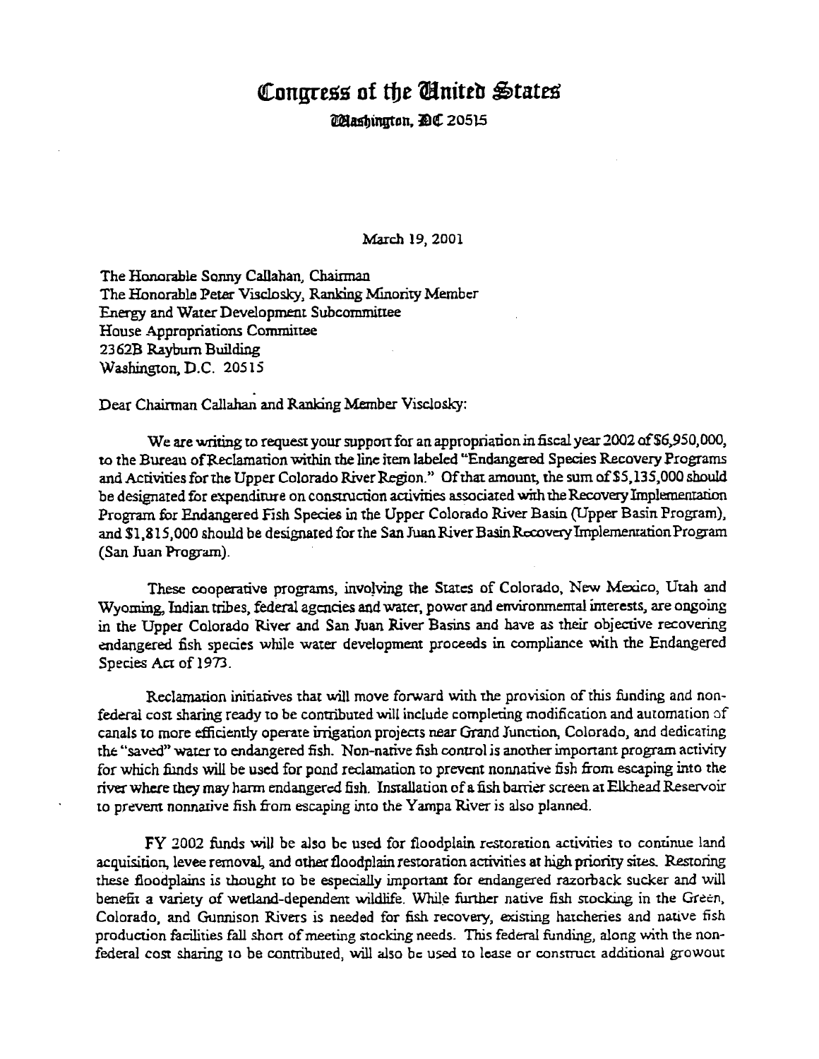# Congress of the United States

Washington, DC 20515

March 19, 2001

The Honorable Sonny Callahan, Chairman
The Honorable Peter Visclosky, Ranking Minority Member
Energy and Water Development Subcommittee
House Appropriations Committee
2362B Rayburn Building
Washington, D.C. 20515

Dear Chairman Callahan and Ranking Member Visclosky:

We are writing to request your support for an appropriation in fiscal year 2002 of $6,950,000, to the Bureau of Reclamation within the line item labeled "Endangered Species Recovery Programs and Activities for the Upper Colorado River Region." Of that amount, the sum of $5,135,000 should be designated for expenditure on construction activities associated with the Recovery Implementation Program for Endangered Fish Species in the Upper Colorado River Basin (Upper Basin Program), and $1,815,000 should be designated for the San Juan River Basin Recovery Implementation Program (San Juan Program).

These cooperative programs, involving the States of Colorado, New Mexico, Utah and Wyoming, Indian tribes, federal agencies and water, power and environmental interests, are ongoing in the Upper Colorado River and San Juan River Basins and have as their objective recovering endangered fish species while water development proceeds in compliance with the Endangered Species Act of 1973.

Reclamation initiatives that will move forward with the provision of this funding and non-federal cost sharing ready to be contributed will include completing modification and automation of canals to more efficiently operate irrigation projects near Grand Junction, Colorado, and dedicating the "saved" water to endangered fish. Non-native fish control is another important program activity for which funds will be used for pond reclamation to prevent nonnative fish from escaping into the river where they may harm endangered fish. Installation of a fish barrier screen at Elkhead Reservoir to prevent nonnative fish from escaping into the Yampa River is also planned.

FY 2002 funds will be also be used for floodplain restoration activities to continue land acquisition, levee removal, and other floodplain restoration activities at high priority sites. Restoring these floodplains is thought to be especially important for endangered razorback sucker and will benefit a variety of wetland-dependent wildlife. While further native fish stocking in the Green, Colorado, and Gunnison Rivers is needed for fish recovery, existing hatcheries and native fish production facilities fall short of meeting stocking needs. This federal funding, along with the non-federal cost sharing to be contributed, will also be used to lease or construct additional growout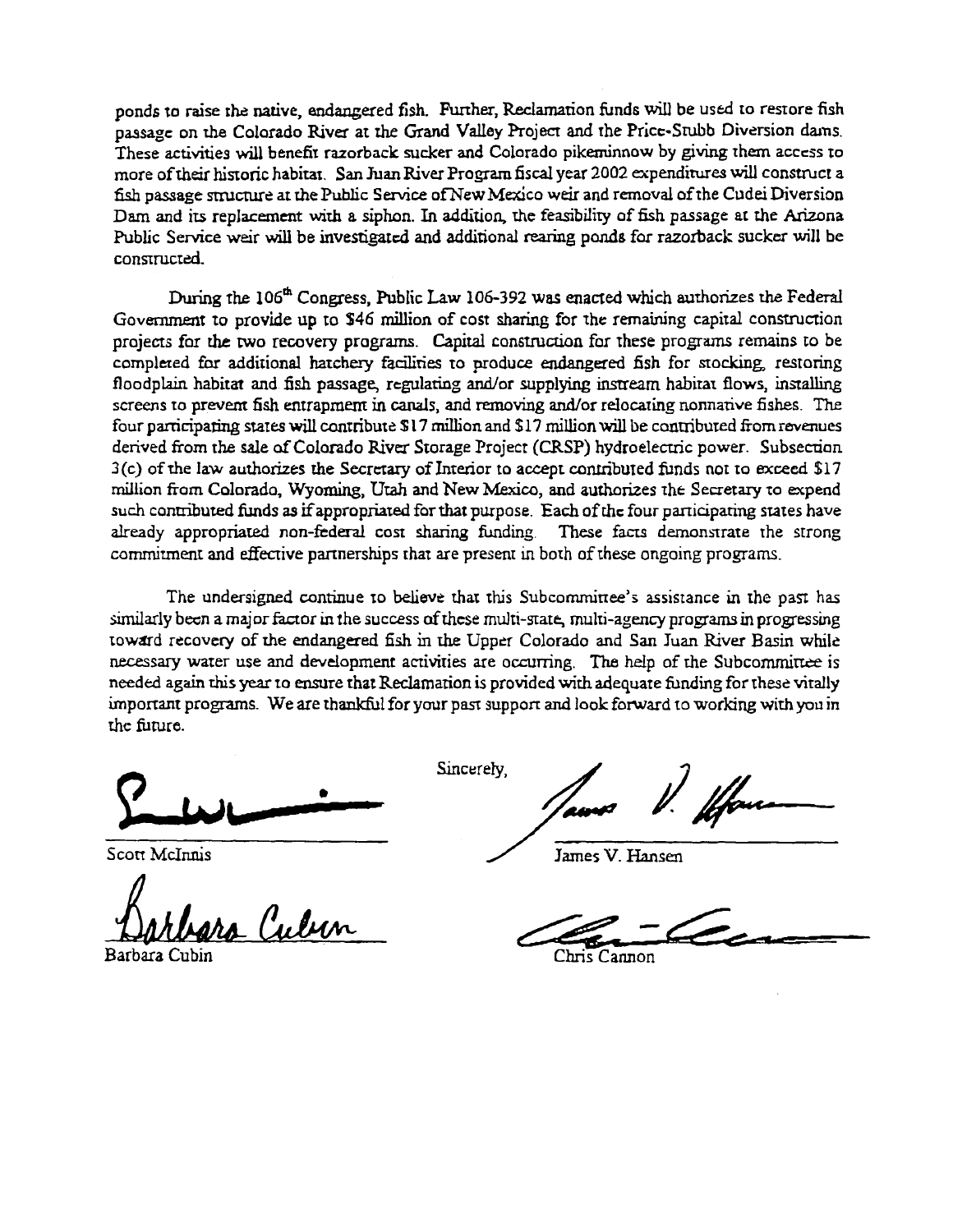ponds to raise the native, endangered fish. Further, Reclamation funds will be used to restore fish passage on the Colorado River at the Grand Valley Project and the Price-Stubb Diversion dams. These activities will benefit razorback sucker and Colorado pikeminnow by giving them access to more of their historic habitat. San Juan River Program fiscal year 2002 expenditures will construct a fish passage structure at the Public Service of New Mexico weir and removal of the Cudei Diversion Dam and its replacement with a siphon. In addition, the feasibility of fish passage at the Arizona Public Service weir will be investigated and additional rearing ponds for razorback sucker will be constructed.

During the 106[th] Congress, Public Law 106-392 was enacted which authorizes the Federal Government to provide up to $46 million of cost sharing for the remaining capital construction projects for the two recovery programs. Capital construction for these programs remains to be completed for additional hatchery facilities to produce endangered fish for stocking, restoring floodplain habitat and fish passage, regulating and/or supplying instream habitat flows, installing screens to prevent fish entrapment in canals, and removing and/or relocating nonnative fishes. The four participating states will contribute $17 million and $17 million will be contributed from revenues derived from the sale of Colorado River Storage Project (CRSP) hydroelectric power. Subsection 3(c) of the law authorizes the Secretary of Interior to accept contributed funds not to exceed $17 million from Colorado, Wyoming, Utah and New Mexico, and authorizes the Secretary to expend such contributed funds as if appropriated for that purpose. Each of the four participating states have already appropriated non-federal cost sharing funding. These facts demonstrate the strong commitment and effective partnerships that are present in both of these ongoing programs.

The undersigned continue to believe that this Subcommittee's assistance in the past has similarly been a major factor in the success of these multi-state, multi-agency programs in progressing toward recovery of the endangered fish in the Upper Colorado and San Juan River Basin while necessary water use and development activities are occurring. The help of the Subcommittee is needed again this year to ensure that Reclamation is provided with adequate funding for these vitally important programs. We are thankful for your past support and look forward to working with you in the future.

Sincerely,

Scott McInnis

James V. Hansen

Barbara Cubin

Chris Cannon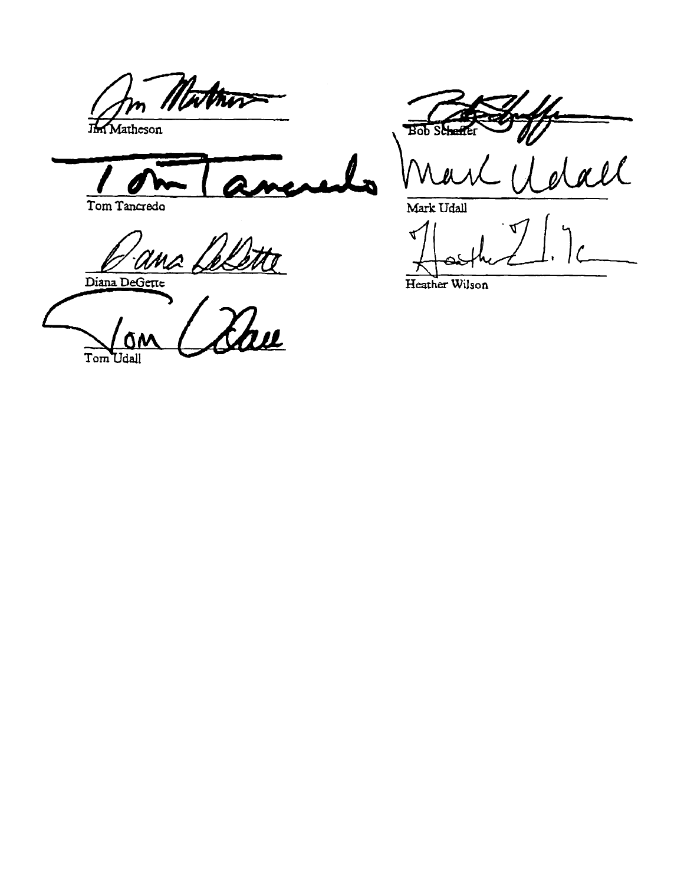Jim Matheson

Bob Schaffer

Tom Tancredo

Mark Udall

Diana DeGette

Heather Wilson

Tom Udall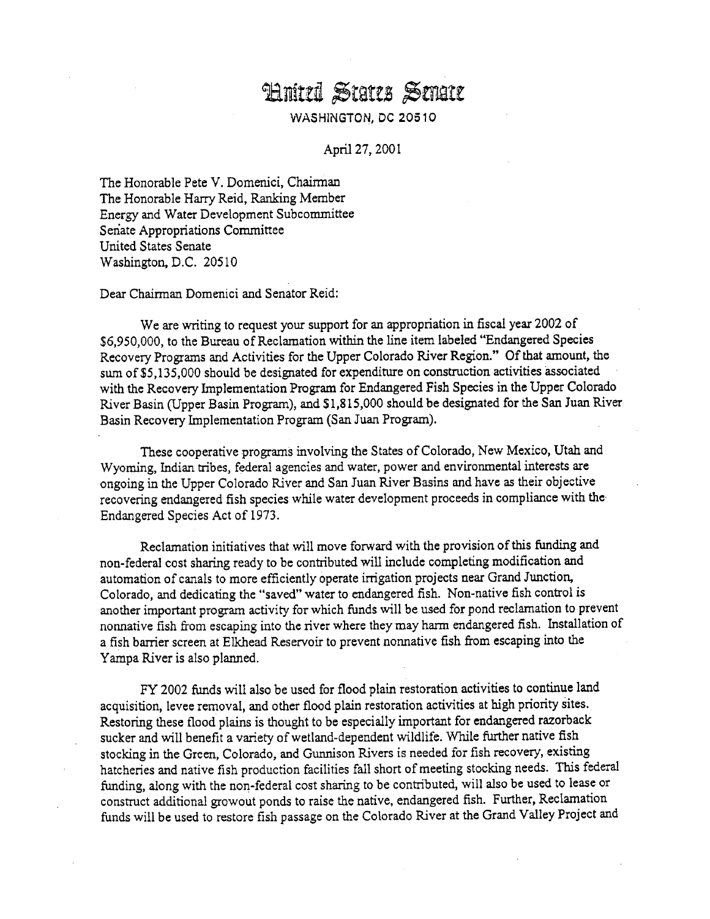# United States Senate

WASHINGTON, DC 20510

April 27, 2001

The Honorable Pete V. Domenici, Chairman
The Honorable Harry Reid, Ranking Member
Energy and Water Development Subcommittee
Senate Appropriations Committee
United States Senate
Washington, D.C. 20510

Dear Chairman Domenici and Senator Reid:

We are writing to request your support for an appropriation in fiscal year 2002 of $6,950,000, to the Bureau of Reclamation within the line item labeled "Endangered Species Recovery Programs and Activities for the Upper Colorado River Region." Of that amount, the sum of $5,135,000 should be designated for expenditure on construction activities associated with the Recovery Implementation Program for Endangered Fish Species in the Upper Colorado River Basin (Upper Basin Program), and $1,815,000 should be designated for the San Juan River Basin Recovery Implementation Program (San Juan Program).

These cooperative programs involving the States of Colorado, New Mexico, Utah and Wyoming, Indian tribes, federal agencies and water, power and environmental interests are ongoing in the Upper Colorado River and San Juan River Basins and have as their objective recovering endangered fish species while water development proceeds in compliance with the Endangered Species Act of 1973.

Reclamation initiatives that will move forward with the provision of this funding and non-federal cost sharing ready to be contributed will include completing modification and automation of canals to more efficiently operate irrigation projects near Grand Junction, Colorado, and dedicating the "saved" water to endangered fish. Non-native fish control is another important program activity for which funds will be used for pond reclamation to prevent nonnative fish from escaping into the river where they may harm endangered fish. Installation of a fish barrier screen at Elkhead Reservoir to prevent nonnative fish from escaping into the Yampa River is also planned.

FY 2002 funds will also be used for flood plain restoration activities to continue land acquisition, levee removal, and other flood plain restoration activities at high priority sites. Restoring these flood plains is thought to be especially important for endangered razorback sucker and will benefit a variety of wetland-dependent wildlife. While further native fish stocking in the Green, Colorado, and Gunnison Rivers is needed for fish recovery, existing hatcheries and native fish production facilities fall short of meeting stocking needs. This federal funding, along with the non-federal cost sharing to be contributed, will also be used to lease or construct additional growout ponds to raise the native, endangered fish. Further, Reclamation funds will be used to restore fish passage on the Colorado River at the Grand Valley Project and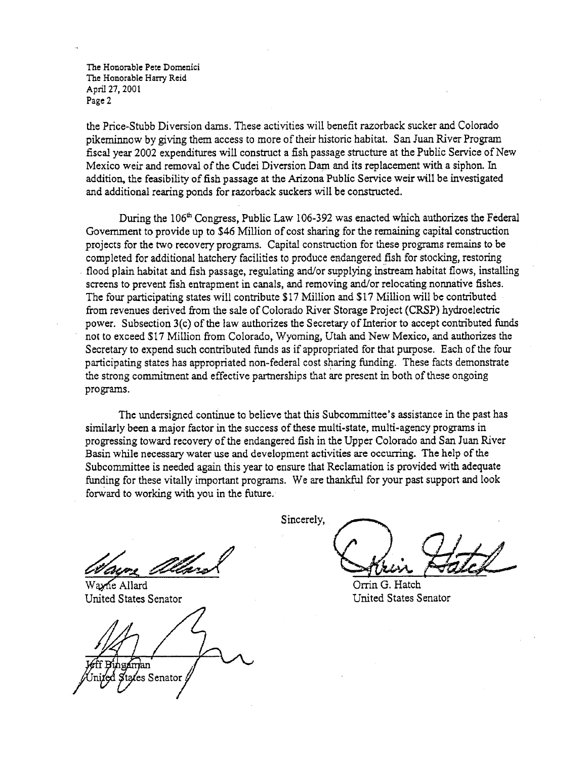The Honorable Pete Domenici
The Honorable Harry Reid
April 27, 2001
Page 2

the Price-Stubb Diversion dams. These activities will benefit razorback sucker and Colorado pikeminnow by giving them access to more of their historic habitat. San Juan River Program fiscal year 2002 expenditures will construct a fish passage structure at the Public Service of New Mexico weir and removal of the Cudei Diversion Dam and its replacement with a siphon. In addition, the feasibility of fish passage at the Arizona Public Service weir will be investigated and additional rearing ponds for razorback suckers will be constructed.

During the 106th Congress, Public Law 106-392 was enacted which authorizes the Federal Government to provide up to $46 Million of cost sharing for the remaining capital construction projects for the two recovery programs. Capital construction for these programs remains to be completed for additional hatchery facilities to produce endangered fish for stocking, restoring flood plain habitat and fish passage, regulating and/or supplying instream habitat flows, installing screens to prevent fish entrapment in canals, and removing and/or relocating nonnative fishes. The four participating states will contribute $17 Million and $17 Million will be contributed from revenues derived from the sale of Colorado River Storage Project (CRSP) hydroelectric power. Subsection 3(c) of the law authorizes the Secretary of Interior to accept contributed funds not to exceed $17 Million from Colorado, Wyoming, Utah and New Mexico, and authorizes the Secretary to expend such contributed funds as if appropriated for that purpose. Each of the four participating states has appropriated non-federal cost sharing funding. These facts demonstrate the strong commitment and effective partnerships that are present in both of these ongoing programs.

The undersigned continue to believe that this Subcommittee's assistance in the past has similarly been a major factor in the success of these multi-state, multi-agency programs in progressing toward recovery of the endangered fish in the Upper Colorado and San Juan River Basin while necessary water use and development activities are occurring. The help of the Subcommittee is needed again this year to ensure that Reclamation is provided with adequate funding for these vitally important programs. We are thankful for your past support and look forward to working with you in the future.

Sincerely,

Wayne Allard
United States Senator

Orrin G. Hatch
United States Senator

Jeff Bingaman
United States Senator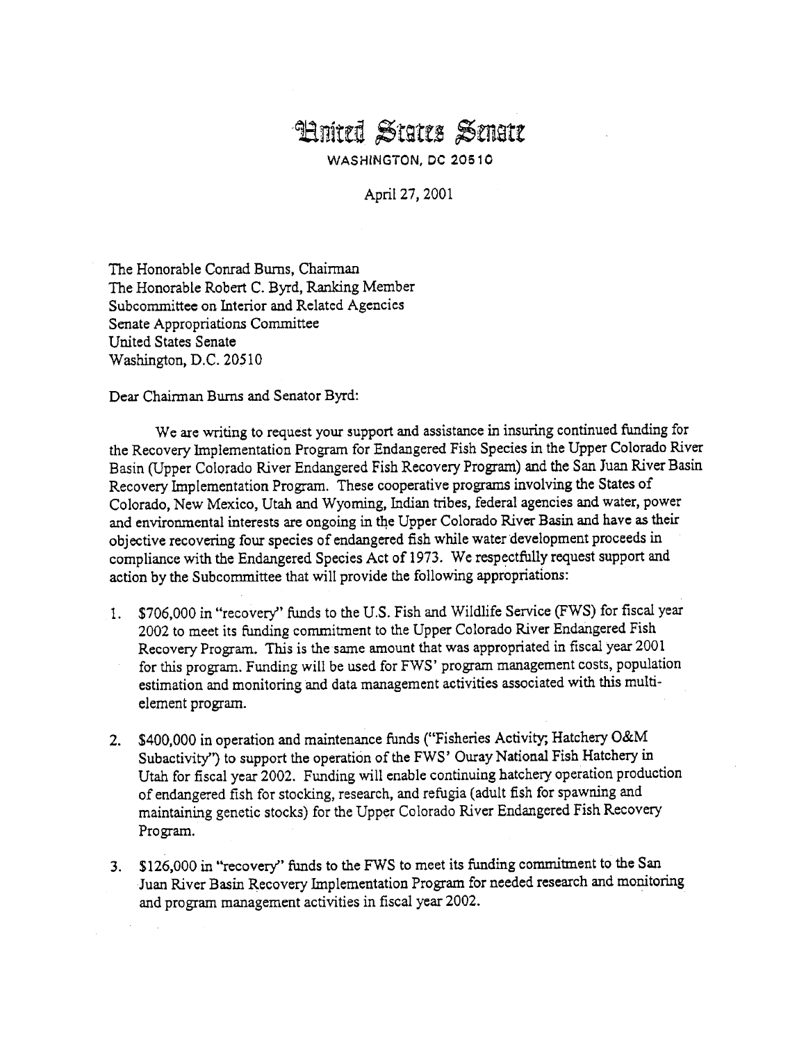# United States Senate

WASHINGTON, DC 20510

April 27, 2001

The Honorable Conrad Burns, Chairman
The Honorable Robert C. Byrd, Ranking Member
Subcommittee on Interior and Related Agencies
Senate Appropriations Committee
United States Senate
Washington, D.C. 20510

Dear Chairman Burns and Senator Byrd:

We are writing to request your support and assistance in insuring continued funding for the Recovery Implementation Program for Endangered Fish Species in the Upper Colorado River Basin (Upper Colorado River Endangered Fish Recovery Program) and the San Juan River Basin Recovery Implementation Program. These cooperative programs involving the States of Colorado, New Mexico, Utah and Wyoming, Indian tribes, federal agencies and water, power and environmental interests are ongoing in the Upper Colorado River Basin and have as their objective recovering four species of endangered fish while water development proceeds in compliance with the Endangered Species Act of 1973. We respectfully request support and action by the Subcommittee that will provide the following appropriations:

1. $706,000 in "recovery" funds to the U.S. Fish and Wildlife Service (FWS) for fiscal year 2002 to meet its funding commitment to the Upper Colorado River Endangered Fish Recovery Program. This is the same amount that was appropriated in fiscal year 2001 for this program. Funding will be used for FWS' program management costs, population estimation and monitoring and data management activities associated with this multi-element program.

2. $400,000 in operation and maintenance funds ("Fisheries Activity; Hatchery O&M Subactivity") to support the operation of the FWS' Ouray National Fish Hatchery in Utah for fiscal year 2002. Funding will enable continuing hatchery operation production of endangered fish for stocking, research, and refugia (adult fish for spawning and maintaining genetic stocks) for the Upper Colorado River Endangered Fish Recovery Program.

3. $126,000 in "recovery" funds to the FWS to meet its funding commitment to the San Juan River Basin Recovery Implementation Program for needed research and monitoring and program management activities in fiscal year 2002.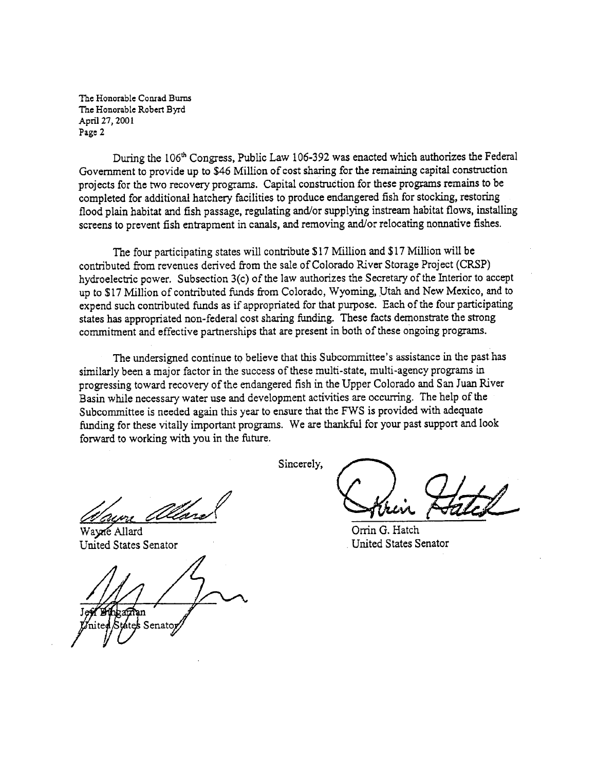The Honorable Conrad Burns
The Honorable Robert Byrd
April 27, 2001
Page 2

During the 106th Congress, Public Law 106-392 was enacted which authorizes the Federal Government to provide up to $46 Million of cost sharing for the remaining capital construction projects for the two recovery programs. Capital construction for these programs remains to be completed for additional hatchery facilities to produce endangered fish for stocking, restoring flood plain habitat and fish passage, regulating and/or supplying instream habitat flows, installing screens to prevent fish entrapment in canals, and removing and/or relocating nonnative fishes.

The four participating states will contribute $17 Million and $17 Million will be contributed from revenues derived from the sale of Colorado River Storage Project (CRSP) hydroelectric power. Subsection 3(c) of the law authorizes the Secretary of the Interior to accept up to $17 Million of contributed funds from Colorado, Wyoming, Utah and New Mexico, and to expend such contributed funds as if appropriated for that purpose. Each of the four participating states has appropriated non-federal cost sharing funding. These facts demonstrate the strong commitment and effective partnerships that are present in both of these ongoing programs.

The undersigned continue to believe that this Subcommittee's assistance in the past has similarly been a major factor in the success of these multi-state, multi-agency programs in progressing toward recovery of the endangered fish in the Upper Colorado and San Juan River Basin while necessary water use and development activities are occurring. The help of the Subcommittee is needed again this year to ensure that the FWS is provided with adequate funding for these vitally important programs. We are thankful for your past support and look forward to working with you in the future.

Sincerely,

Wayne Allard
United States Senator

Orrin G. Hatch
United States Senator

Jeff Bingaman
United States Senator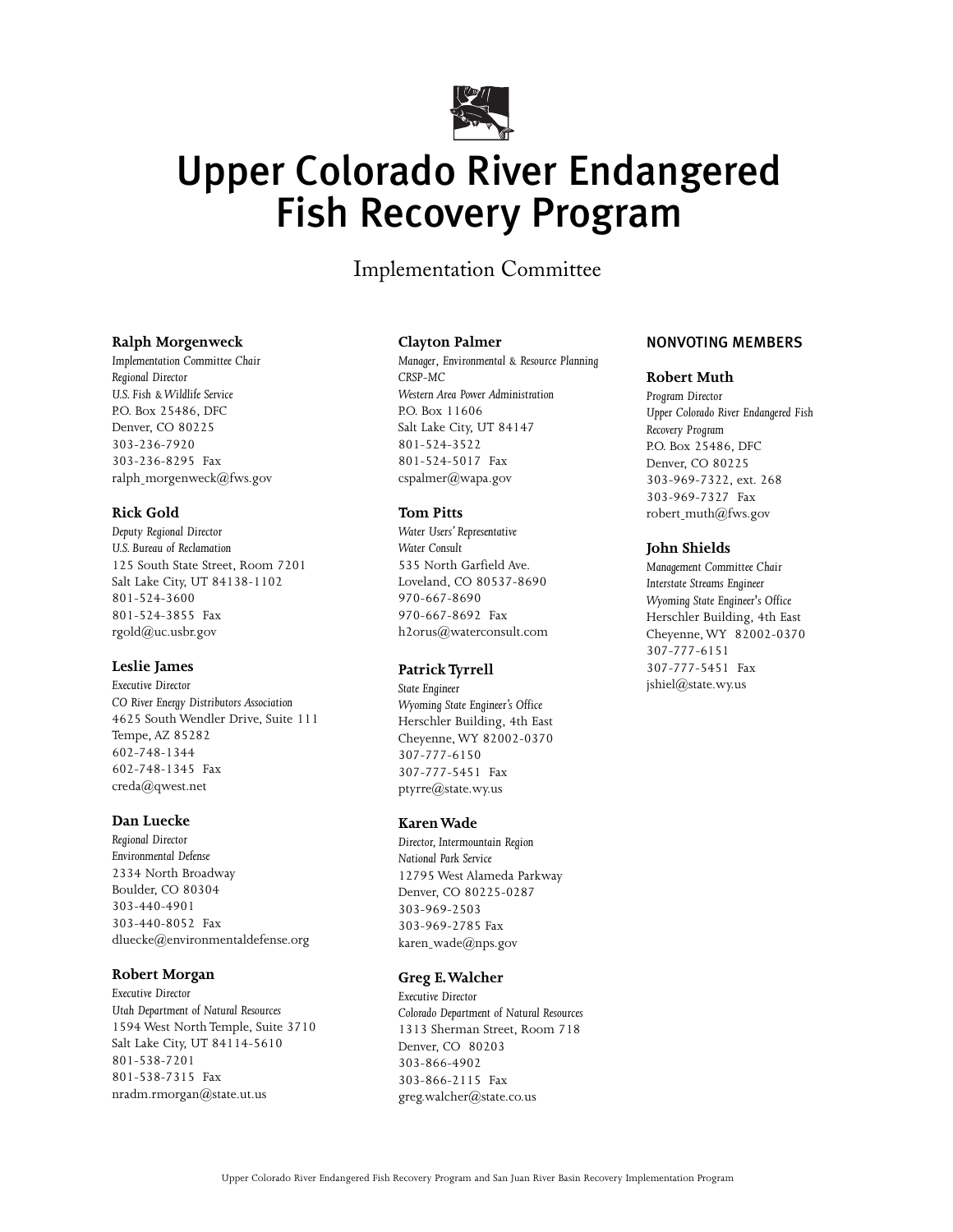# Upper Colorado River Endangered Fish Recovery Program

## Implementation Committee

**Ralph Morgenweck**
*Implementation Committee Chair*
*Regional Director*
*U.S. Fish & Wildlife Service*
P.O. Box 25486, DFC
Denver, CO 80225
303-236-7920
303-236-8295 Fax
ralph_morgenweck@fws.gov

**Rick Gold**
*Deputy Regional Director*
*U.S. Bureau of Reclamation*
125 South State Street, Room 7201
Salt Lake City, UT 84138-1102
801-524-3600
801-524-3855 Fax
rgold@uc.usbr.gov

**Leslie James**
*Executive Director*
*CO River Energy Distributors Association*
4625 South Wendler Drive, Suite 111
Tempe, AZ 85282
602-748-1344
602-748-1345 Fax
creda@qwest.net

**Dan Luecke**
*Regional Director*
*Environmental Defense*
2334 North Broadway
Boulder, CO 80304
303-440-4901
303-440-8052 Fax
dluecke@environmentaldefense.org

**Robert Morgan**
*Executive Director*
*Utah Department of Natural Resources*
1594 West North Temple, Suite 3710
Salt Lake City, UT 84114-5610
801-538-7201
801-538-7315 Fax
nradm.rmorgan@state.ut.us

**Clayton Palmer**
*Manager, Environmental & Resource Planning*
*CRSP-MC*
*Western Area Power Administration*
P.O. Box 11606
Salt Lake City, UT 84147
801-524-3522
801-524-5017 Fax
cspalmer@wapa.gov

**Tom Pitts**
*Water Users' Representative*
*Water Consult*
535 North Garfield Ave.
Loveland, CO 80537-8690
970-667-8690
970-667-8692 Fax
h2orus@waterconsult.com

**Patrick Tyrrell**
*State Engineer*
*Wyoming State Engineer's Office*
Herschler Building, 4th East
Cheyenne, WY 82002-0370
307-777-6150
307-777-5451 Fax
ptyrre@state.wy.us

**Karen Wade**
*Director, Intermountain Region*
*National Park Service*
12795 West Alameda Parkway
Denver, CO 80225-0287
303-969-2503
303-969-2785 Fax
karen_wade@nps.gov

**Greg E. Walcher**
*Executive Director*
*Colorado Department of Natural Resources*
1313 Sherman Street, Room 718
Denver, CO 80203
303-866-4902
303-866-2115 Fax
greg.walcher@state.co.us

### NONVOTING MEMBERS

**Robert Muth**
*Program Director*
*Upper Colorado River Endangered Fish Recovery Program*
P.O. Box 25486, DFC
Denver, CO 80225
303-969-7322, ext. 268
303-969-7327 Fax
robert_muth@fws.gov

**John Shields**
*Management Committee Chair*
*Interstate Streams Engineer*
*Wyoming State Engineer's Office*
Herschler Building, 4th East
Cheyenne, WY 82002-0370
307-777-6151
307-777-5451 Fax
jshiel@state.wy.us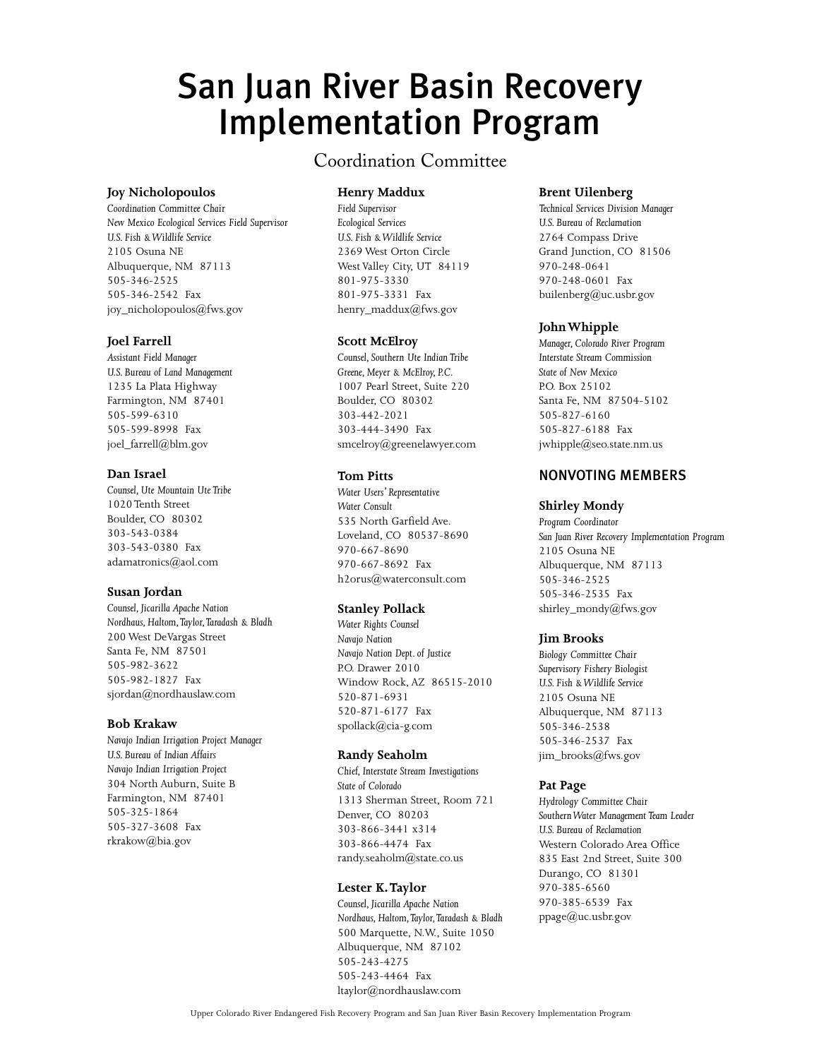# San Juan River Basin Recovery Implementation Program

## Coordination Committee

**Joy Nicholopoulos**
*Coordination Committee Chair*
*New Mexico Ecological Services Field Supervisor*
*U.S. Fish & Wildlife Service*
2105 Osuna NE
Albuquerque, NM 87113
505-346-2525
505-346-2542 Fax
joy_nicholopoulos@fws.gov

**Joel Farrell**
*Assistant Field Manager*
*U.S. Bureau of Land Management*
1235 La Plata Highway
Farmington, NM 87401
505-599-6310
505-599-8998 Fax
joel_farrell@blm.gov

**Dan Israel**
*Counsel, Ute Mountain Ute Tribe*
1020 Tenth Street
Boulder, CO 80302
303-543-0384
303-543-0380 Fax
adamatronics@aol.com

**Susan Jordan**
*Counsel, Jicarilla Apache Nation*
*Nordhaus, Haltom, Taylor, Taradash & Bladh*
200 West DeVargas Street
Santa Fe, NM 87501
505-982-3622
505-982-1827 Fax
sjordan@nordhauslaw.com

**Bob Krakaw**
*Navajo Indian Irrigation Project Manager*
*U.S. Bureau of Indian Affairs*
*Navajo Indian Irrigation Project*
304 North Auburn, Suite B
Farmington, NM 87401
505-325-1864
505-327-3608 Fax
rkrakow@bia.gov

**Henry Maddux**
*Field Supervisor*
*Ecological Services*
*U.S. Fish & Wildlife Service*
2369 West Orton Circle
West Valley City, UT 84119
801-975-3330
801-975-3331 Fax
henry_maddux@fws.gov

**Scott McElroy**
*Counsel, Southern Ute Indian Tribe*
*Greene, Meyer & McElroy, P.C.*
1007 Pearl Street, Suite 220
Boulder, CO 80302
303-442-2021
303-444-3490 Fax
smcelroy@greenelawyer.com

**Tom Pitts**
*Water Users' Representative*
*Water Consult*
535 North Garfield Ave.
Loveland, CO 80537-8690
970-667-8690
970-667-8692 Fax
h2orus@waterconsult.com

**Stanley Pollack**
*Water Rights Counsel*
*Navajo Nation*
*Navajo Nation Dept. of Justice*
P.O. Drawer 2010
Window Rock, AZ 86515-2010
520-871-6931
520-871-6177 Fax
spollack@cia-g.com

**Randy Seaholm**
*Chief, Interstate Stream Investigations*
*State of Colorado*
1313 Sherman Street, Room 721
Denver, CO 80203
303-866-3441 x314
303-866-4474 Fax
randy.seaholm@state.co.us

**Lester K. Taylor**
*Counsel, Jicarilla Apache Nation*
*Nordhaus, Haltom, Taylor, Taradash & Bladh*
500 Marquette, N.W., Suite 1050
Albuquerque, NM 87102
505-243-4275
505-243-4464 Fax
ltaylor@nordhauslaw.com

**Brent Uilenberg**
*Technical Services Division Manager*
*U.S. Bureau of Reclamation*
2764 Compass Drive
Grand Junction, CO 81506
970-248-0641
970-248-0601 Fax
builenberg@uc.usbr.gov

**John Whipple**
*Manager, Colorado River Program*
*Interstate Stream Commission*
*State of New Mexico*
P.O. Box 25102
Santa Fe, NM 87504-5102
505-827-6160
505-827-6188 Fax
jwhipple@seo.state.nm.us

### NONVOTING MEMBERS

**Shirley Mondy**
*Program Coordinator*
*San Juan River Recovery Implementation Program*
2105 Osuna NE
Albuquerque, NM 87113
505-346-2525
505-346-2535 Fax
shirley_mondy@fws.gov

**Jim Brooks**
*Biology Committee Chair*
*Supervisory Fishery Biologist*
*U.S. Fish & Wildlife Service*
2105 Osuna NE
Albuquerque, NM 87113
505-346-2538
505-346-2537 Fax
jim_brooks@fws.gov

**Pat Page**
*Hydrology Committee Chair*
*Southern Water Management Team Leader*
*U.S. Bureau of Reclamation*
Western Colorado Area Office
835 East 2nd Street, Suite 300
Durango, CO 81301
970-385-6560
970-385-6539 Fax
ppage@uc.usbr.gov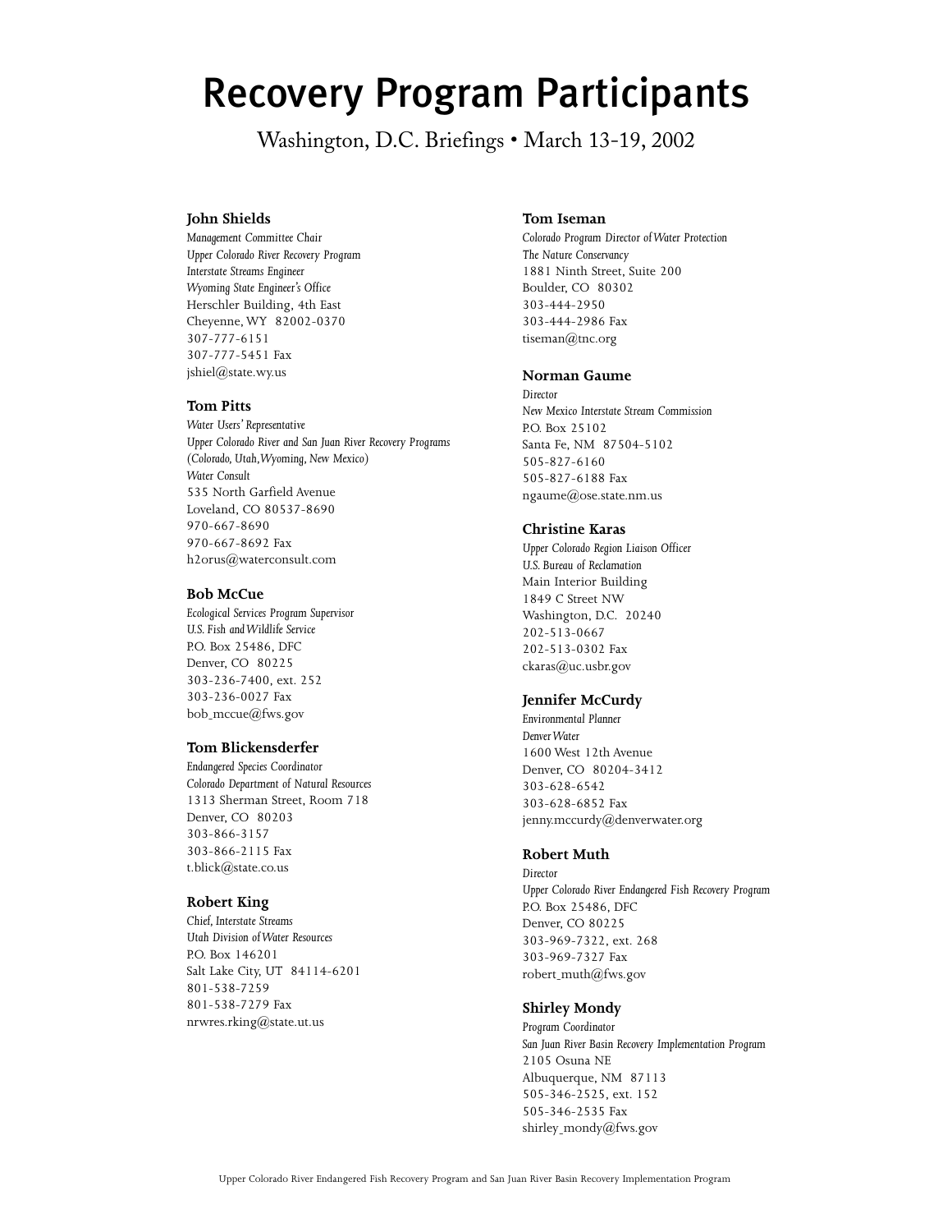# Recovery Program Participants

Washington, D.C. Briefings • March 13-19, 2002

**John Shields**
*Management Committee Chair*
*Upper Colorado River Recovery Program*
*Interstate Streams Engineer*
*Wyoming State Engineer's Office*
Herschler Building, 4th East
Cheyenne, WY 82002-0370
307-777-6151
307-777-5451 Fax
jshiel@state.wy.us

**Tom Pitts**
*Water Users' Representative*
*Upper Colorado River and San Juan River Recovery Programs*
*(Colorado, Utah, Wyoming, New Mexico)*
*Water Consult*
535 North Garfield Avenue
Loveland, CO 80537-8690
970-667-8690
970-667-8692 Fax
h2orus@waterconsult.com

**Bob McCue**
*Ecological Services Program Supervisor*
*U.S. Fish and Wildlife Service*
P.O. Box 25486, DFC
Denver, CO 80225
303-236-7400, ext. 252
303-236-0027 Fax
bob_mccue@fws.gov

**Tom Blickensderfer**
*Endangered Species Coordinator*
*Colorado Department of Natural Resources*
1313 Sherman Street, Room 718
Denver, CO 80203
303-866-3157
303-866-2115 Fax
t.blick@state.co.us

**Robert King**
*Chief, Interstate Streams*
*Utah Division of Water Resources*
P.O. Box 146201
Salt Lake City, UT 84114-6201
801-538-7259
801-538-7279 Fax
nrwres.rking@state.ut.us

**Tom Iseman**
*Colorado Program Director of Water Protection*
*The Nature Conservancy*
1881 Ninth Street, Suite 200
Boulder, CO 80302
303-444-2950
303-444-2986 Fax
tiseman@tnc.org

**Norman Gaume**
*Director*
*New Mexico Interstate Stream Commission*
P.O. Box 25102
Santa Fe, NM 87504-5102
505-827-6160
505-827-6188 Fax
ngaume@ose.state.nm.us

**Christine Karas**
*Upper Colorado Region Liaison Officer*
*U.S. Bureau of Reclamation*
Main Interior Building
1849 C Street NW
Washington, D.C. 20240
202-513-0667
202-513-0302 Fax
ckaras@uc.usbr.gov

**Jennifer McCurdy**
*Environmental Planner*
*Denver Water*
1600 West 12th Avenue
Denver, CO 80204-3412
303-628-6542
303-628-6852 Fax
jenny.mccurdy@denverwater.org

**Robert Muth**
*Director*
*Upper Colorado River Endangered Fish Recovery Program*
P.O. Box 25486, DFC
Denver, CO 80225
303-969-7322, ext. 268
303-969-7327 Fax
robert_muth@fws.gov

**Shirley Mondy**
*Program Coordinator*
*San Juan River Basin Recovery Implementation Program*
2105 Osuna NE
Albuquerque, NM 87113
505-346-2525, ext. 152
505-346-2535 Fax
shirley_mondy@fws.gov